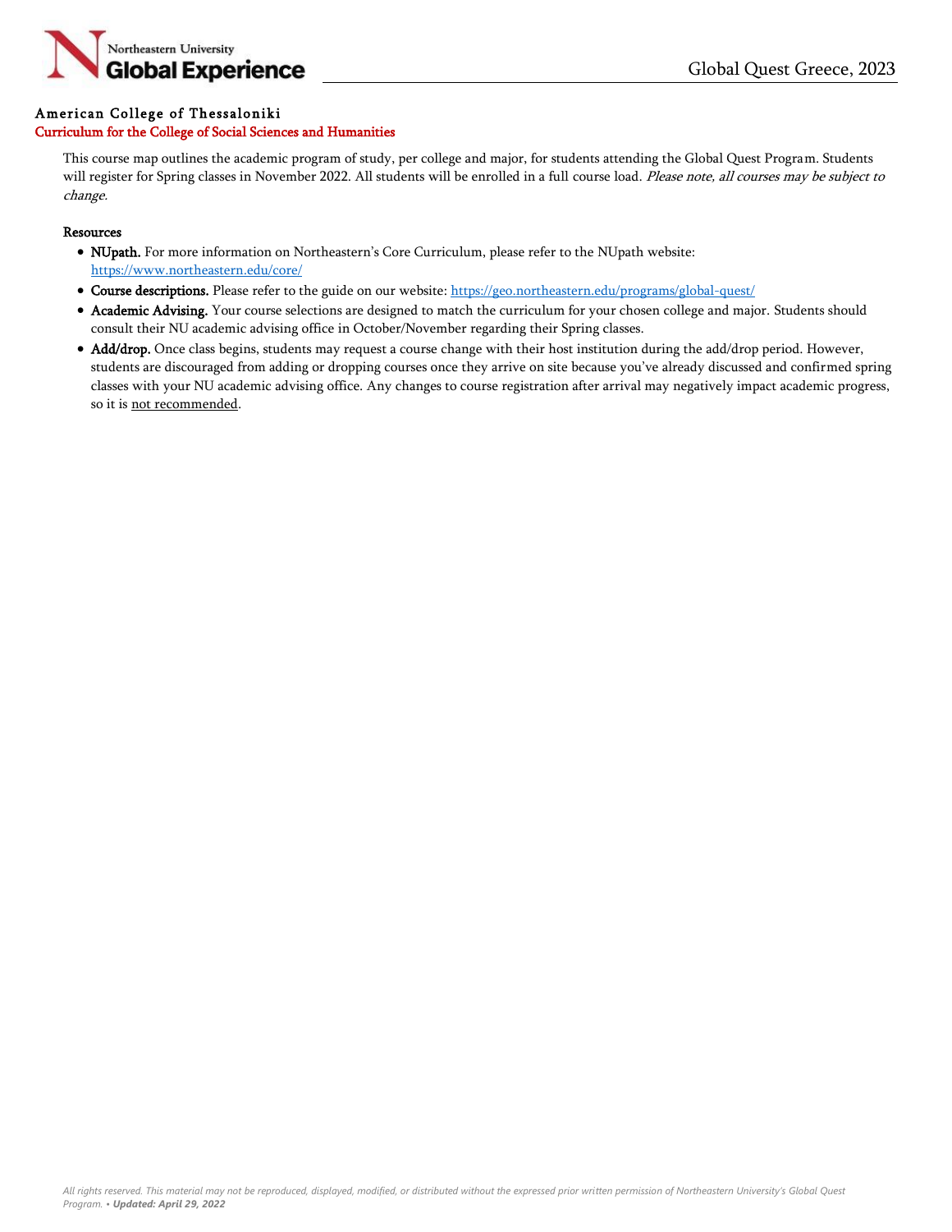# American College of Thessaloniki

## Curriculum for the College of Social Sciences and Humanities

This course map outlines the academic program of study, per college and major, for students attending the Global Quest Program. Students will register for Spring classes in November 2022. All students will be enrolled in a full course load. *Please note, all courses may be subject to change.*

### Resources

- **NUpath.** For more information on Northeastern's Core Curriculum, please refer to the NUpath website: https://www.northeastern.edu/core/
- **Course descriptions.** Please refer to the guide on our website: https://geo.northeastern.edu/programs/global-quest/
- **Academic Advising.** Your course selections are designed to match the curriculum for your chosen college and major. Students should consult their NU academic advising office in October/November regarding their Spring classes.
- **Add/drop.** Once class begins, students may request a course change with their host institution during the add/drop period. However, students are discouraged from adding or dropping courses once they arrive on site because you've already discussed and confirmed spring classes with your NU academic advising office. Any changes to course registration after arrival may negatively impact academic progress, so it is not recommended.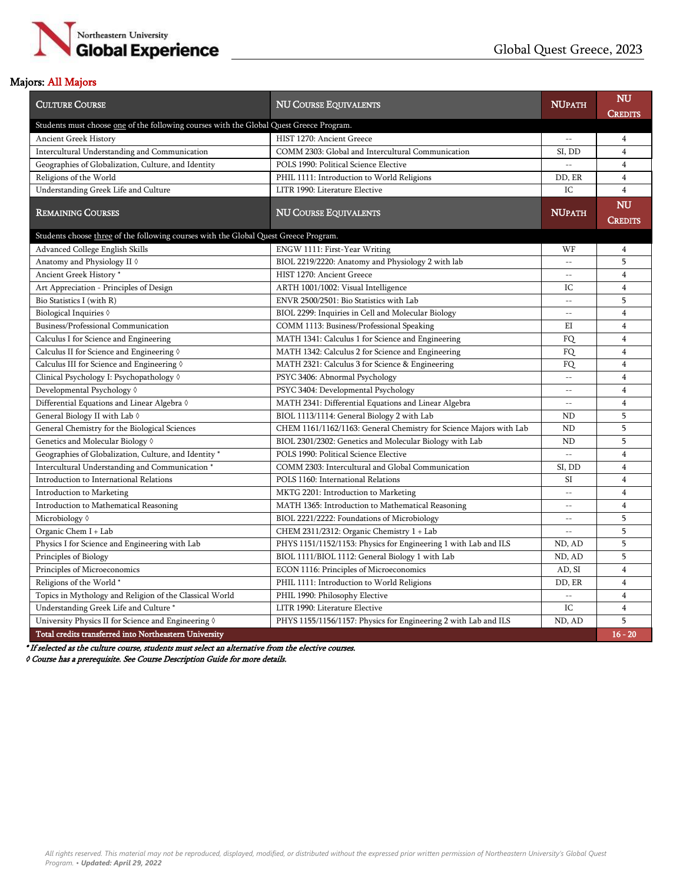Global Quest Greece, 2023

**Majors:** All Majors

| CULTURE COURSE | NU COURSE EQUIVALENTS | NUPATH | NU CREDITS |
|---|---|---|---|
| Students must choose one of the following courses with the Global Quest Greece Program. | | | |
| Ancient Greek History | HIST 1270: Ancient Greece | -- | 4 |
| Intercultural Understanding and Communication | COMM 2303: Global and Intercultural Communication | SI, DD | 4 |
| Geographies of Globalization, Culture, and Identity | POLS 1990: Political Science Elective | -- | 4 |
| Religions of the World | PHIL 1111: Introduction to World Religions | DD, ER | 4 |
| Understanding Greek Life and Culture | LITR 1990: Literature Elective | IC | 4 |
| **REMAINING COURSES** | **NU COURSE EQUIVALENTS** | **NUPATH** | **NU CREDITS** |
| Students choose three of the following courses with the Global Quest Greece Program. | | | |
| Advanced College English Skills | ENGW 1111: First-Year Writing | WF | 4 |
| Anatomy and Physiology II ◊ | BIOL 2219/2220: Anatomy and Physiology 2 with lab | -- | 5 |
| Ancient Greek History * | HIST 1270: Ancient Greece | -- | 4 |
| Art Appreciation - Principles of Design | ARTH 1001/1002: Visual Intelligence | IC | 4 |
| Bio Statistics I (with R) | ENVR 2500/2501: Bio Statistics with Lab | -- | 5 |
| Biological Inquiries ◊ | BIOL 2299: Inquiries in Cell and Molecular Biology | -- | 4 |
| Business/Professional Communication | COMM 1113: Business/Professional Speaking | EI | 4 |
| Calculus I for Science and Engineering | MATH 1341: Calculus 1 for Science and Engineering | FQ | 4 |
| Calculus II for Science and Engineering ◊ | MATH 1342: Calculus 2 for Science and Engineering | FQ | 4 |
| Calculus III for Science and Engineering ◊ | MATH 2321: Calculus 3 for Science & Engineering | FQ | 4 |
| Clinical Psychology I: Psychopathology ◊ | PSYC 3406: Abnormal Psychology | -- | 4 |
| Developmental Psychology ◊ | PSYC 3404: Developmental Psychology | -- | 4 |
| Differential Equations and Linear Algebra ◊ | MATH 2341: Differential Equations and Linear Algebra | -- | 4 |
| General Biology II with Lab ◊ | BIOL 1113/1114: General Biology 2 with Lab | ND | 5 |
| General Chemistry for the Biological Sciences | CHEM 1161/1162/1163: General Chemistry for Science Majors with Lab | ND | 5 |
| Genetics and Molecular Biology ◊ | BIOL 2301/2302: Genetics and Molecular Biology with Lab | ND | 5 |
| Geographies of Globalization, Culture, and Identity * | POLS 1990: Political Science Elective | -- | 4 |
| Intercultural Understanding and Communication * | COMM 2303: Intercultural and Global Communication | SI, DD | 4 |
| Introduction to International Relations | POLS 1160: International Relations | SI | 4 |
| Introduction to Marketing | MKTG 2201: Introduction to Marketing | -- | 4 |
| Introduction to Mathematical Reasoning | MATH 1365: Introduction to Mathematical Reasoning | -- | 4 |
| Microbiology ◊ | BIOL 2221/2222: Foundations of Microbiology | -- | 5 |
| Organic Chem I + Lab | CHEM 2311/2312: Organic Chemistry 1 + Lab | -- | 5 |
| Physics I for Science and Engineering with Lab | PHYS 1151/1152/1153: Physics for Engineering 1 with Lab and ILS | ND, AD | 5 |
| Principles of Biology | BIOL 1111/BIOL 1112: General Biology 1 with Lab | ND, AD | 5 |
| Principles of Microeconomics | ECON 1116: Principles of Microeconomics | AD, SI | 4 |
| Religions of the World * | PHIL 1111: Introduction to World Religions | DD, ER | 4 |
| Topics in Mythology and Religion of the Classical World | PHIL 1990: Philosophy Elective | -- | 4 |
| Understanding Greek Life and Culture * | LITR 1990: Literature Elective | IC | 4 |
| University Physics II for Science and Engineering ◊ | PHYS 1155/1156/1157: Physics for Engineering 2 with Lab and ILS | ND, AD | 5 |
| **Total credits transferred into Northeastern University** | | | **16 - 20** |

*\* If selected as the culture course, students must select an alternative from the elective courses.*

*◊ Course has a prerequisite. See Course Description Guide for more details.*

*All rights reserved. This material may not be reproduced, displayed, modified, or distributed without the expressed prior written permission of Northeastern University's Global Quest Program. • **Updated: April 29, 2022***